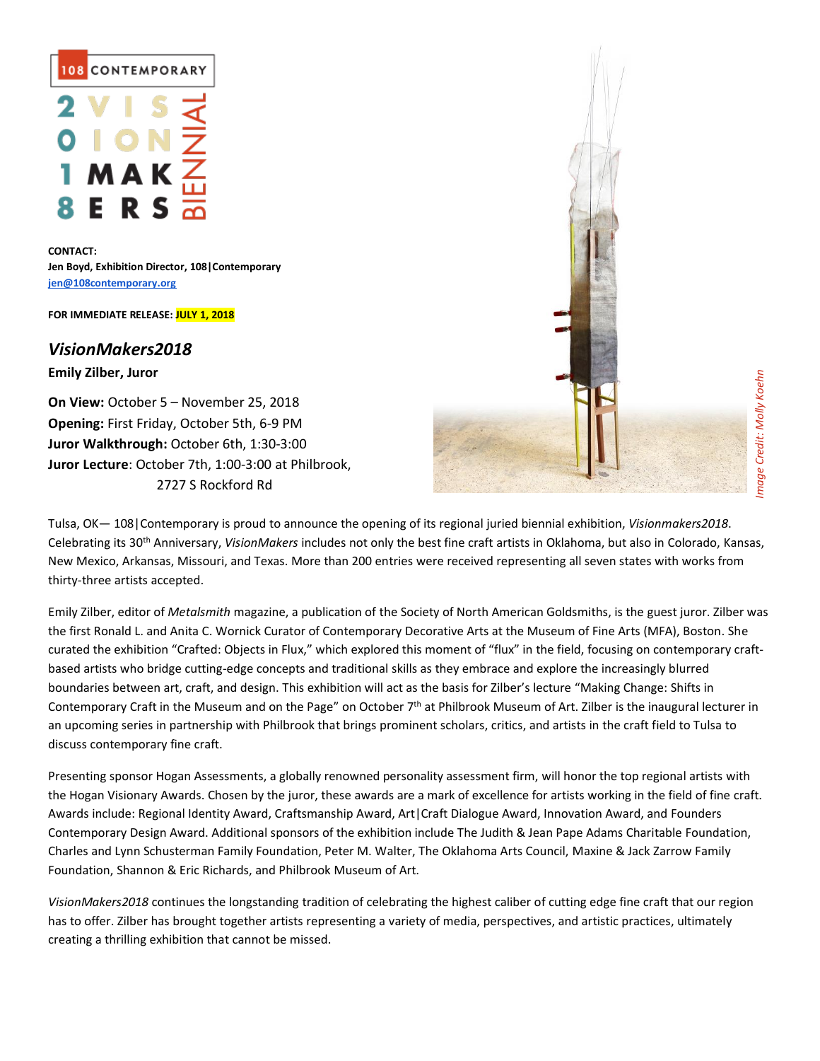108 CONTEMPORARY

2018 VISIONMAKERS BIENNIAL

**CONTACT:**
**Jen Boyd, Exhibition Director, 108|Contemporary**
**jen@108contemporary.org**

**FOR IMMEDIATE RELEASE: JULY 1, 2018**

## *VisionMakers2018*

**Emily Zilber, Juror**

**On View:** October 5 – November 25, 2018
**Opening:** First Friday, October 5th, 6-9 PM
**Juror Walkthrough:** October 6th, 1:30-3:00
**Juror Lecture**: October 7th, 1:00-3:00 at Philbrook, 2727 S Rockford Rd

*Image Credit: Molly Koehn*

Tulsa, OK— 108|Contemporary is proud to announce the opening of its regional juried biennial exhibition, *Visionmakers2018*. Celebrating its 30th Anniversary, *VisionMakers* includes not only the best fine craft artists in Oklahoma, but also in Colorado, Kansas, New Mexico, Arkansas, Missouri, and Texas. More than 200 entries were received representing all seven states with works from thirty-three artists accepted.

Emily Zilber, editor of *Metalsmith* magazine, a publication of the Society of North American Goldsmiths, is the guest juror. Zilber was the first Ronald L. and Anita C. Wornick Curator of Contemporary Decorative Arts at the Museum of Fine Arts (MFA), Boston. She curated the exhibition "Crafted: Objects in Flux," which explored this moment of "flux" in the field, focusing on contemporary craft-based artists who bridge cutting-edge concepts and traditional skills as they embrace and explore the increasingly blurred boundaries between art, craft, and design. This exhibition will act as the basis for Zilber's lecture "Making Change: Shifts in Contemporary Craft in the Museum and on the Page" on October 7th at Philbrook Museum of Art. Zilber is the inaugural lecturer in an upcoming series in partnership with Philbrook that brings prominent scholars, critics, and artists in the craft field to Tulsa to discuss contemporary fine craft.

Presenting sponsor Hogan Assessments, a globally renowned personality assessment firm, will honor the top regional artists with the Hogan Visionary Awards. Chosen by the juror, these awards are a mark of excellence for artists working in the field of fine craft. Awards include: Regional Identity Award, Craftsmanship Award, Art|Craft Dialogue Award, Innovation Award, and Founders Contemporary Design Award. Additional sponsors of the exhibition include The Judith & Jean Pape Adams Charitable Foundation, Charles and Lynn Schusterman Family Foundation, Peter M. Walter, The Oklahoma Arts Council, Maxine & Jack Zarrow Family Foundation, Shannon & Eric Richards, and Philbrook Museum of Art.

*VisionMakers2018* continues the longstanding tradition of celebrating the highest caliber of cutting edge fine craft that our region has to offer. Zilber has brought together artists representing a variety of media, perspectives, and artistic practices, ultimately creating a thrilling exhibition that cannot be missed.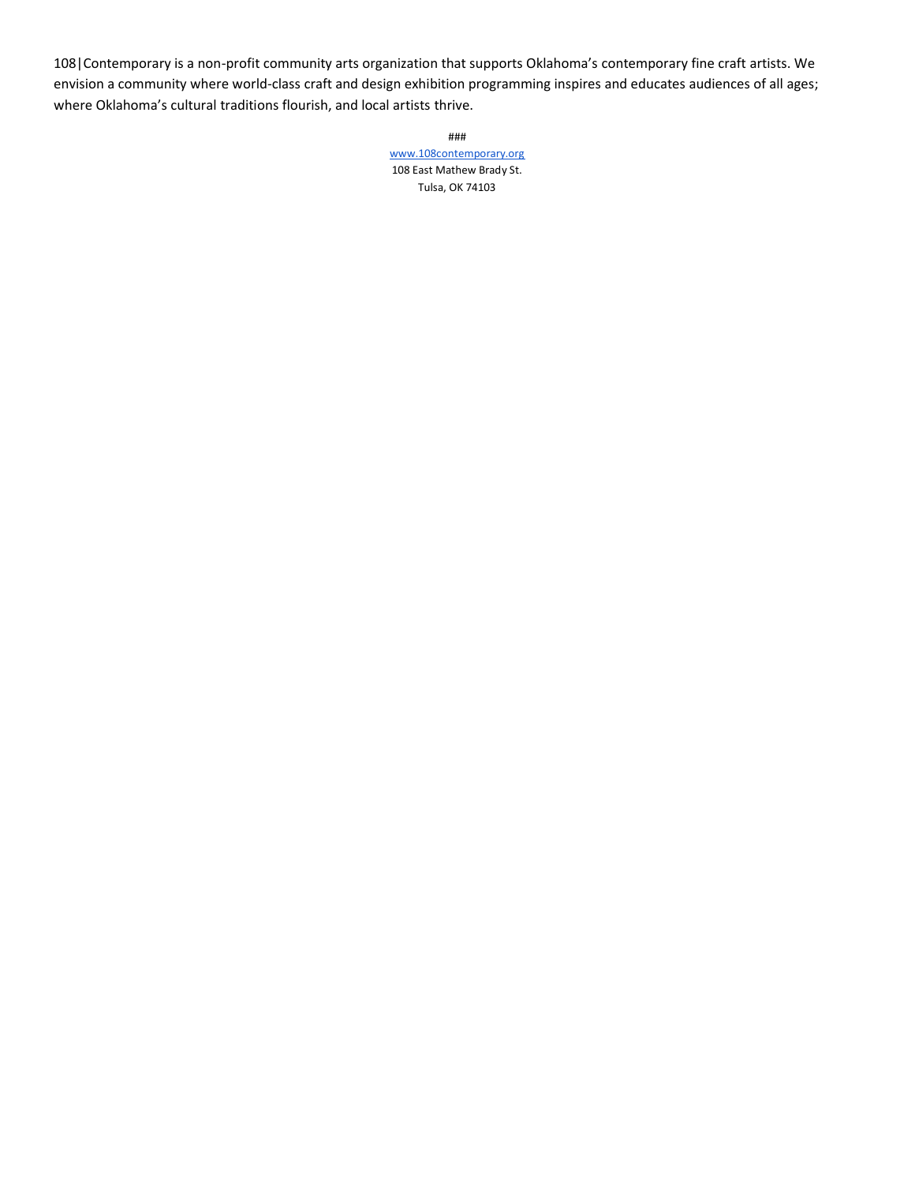108|Contemporary is a non-profit community arts organization that supports Oklahoma's contemporary fine craft artists. We envision a community where world-class craft and design exhibition programming inspires and educates audiences of all ages; where Oklahoma's cultural traditions flourish, and local artists thrive.

###

www.108contemporary.org

108 East Mathew Brady St.

Tulsa, OK 74103